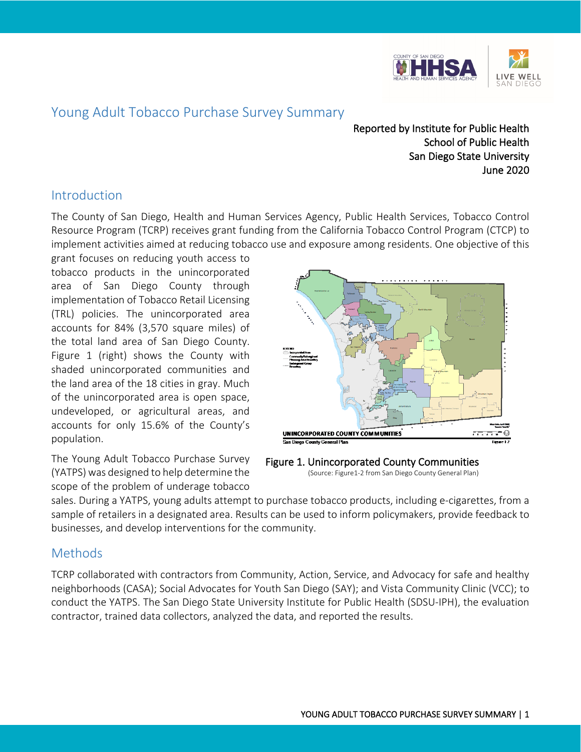# Young Adult Tobacco Purchase Survey Summary

Reported by Institute for Public Health
School of Public Health
San Diego State University
June 2020

## Introduction

The County of San Diego, Health and Human Services Agency, Public Health Services, Tobacco Control Resource Program (TCRP) receives grant funding from the California Tobacco Control Program (CTCP) to implement activities aimed at reducing tobacco use and exposure among residents. One objective of this grant focuses on reducing youth access to tobacco products in the unincorporated area of San Diego County through implementation of Tobacco Retail Licensing (TRL) policies. The unincorporated area accounts for 84% (3,570 square miles) of the total land area of San Diego County. Figure 1 (right) shows the County with shaded unincorporated communities and the land area of the 18 cities in gray. Much of the unincorporated area is open space, undeveloped, or agricultural areas, and accounts for only 15.6% of the County's population.

**Figure 1. Unincorporated County Communities**
(Source: Figure1-2 from San Diego County General Plan)

The Young Adult Tobacco Purchase Survey (YATPS) was designed to help determine the scope of the problem of underage tobacco sales. During a YATPS, young adults attempt to purchase tobacco products, including e-cigarettes, from a sample of retailers in a designated area. Results can be used to inform policymakers, provide feedback to businesses, and develop interventions for the community.

## Methods

TCRP collaborated with contractors from Community, Action, Service, and Advocacy for safe and healthy neighborhoods (CASA); Social Advocates for Youth San Diego (SAY); and Vista Community Clinic (VCC); to conduct the YATPS. The San Diego State University Institute for Public Health (SDSU-IPH), the evaluation contractor, trained data collectors, analyzed the data, and reported the results.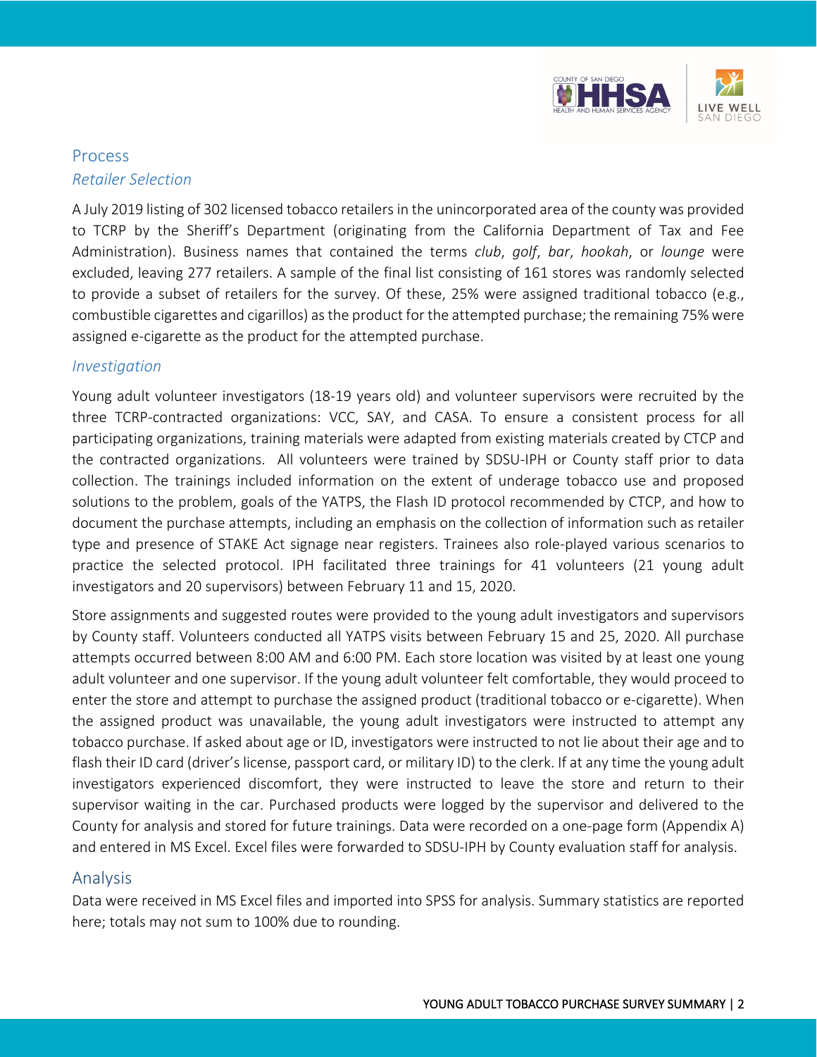## Process

### *Retailer Selection*

A July 2019 listing of 302 licensed tobacco retailers in the unincorporated area of the county was provided to TCRP by the Sheriff's Department (originating from the California Department of Tax and Fee Administration). Business names that contained the terms *club*, *golf*, *bar*, *hookah*, or *lounge* were excluded, leaving 277 retailers. A sample of the final list consisting of 161 stores was randomly selected to provide a subset of retailers for the survey. Of these, 25% were assigned traditional tobacco (e.g., combustible cigarettes and cigarillos) as the product for the attempted purchase; the remaining 75% were assigned e-cigarette as the product for the attempted purchase.

### *Investigation*

Young adult volunteer investigators (18-19 years old) and volunteer supervisors were recruited by the three TCRP-contracted organizations: VCC, SAY, and CASA. To ensure a consistent process for all participating organizations, training materials were adapted from existing materials created by CTCP and the contracted organizations. All volunteers were trained by SDSU-IPH or County staff prior to data collection. The trainings included information on the extent of underage tobacco use and proposed solutions to the problem, goals of the YATPS, the Flash ID protocol recommended by CTCP, and how to document the purchase attempts, including an emphasis on the collection of information such as retailer type and presence of STAKE Act signage near registers. Trainees also role-played various scenarios to practice the selected protocol. IPH facilitated three trainings for 41 volunteers (21 young adult investigators and 20 supervisors) between February 11 and 15, 2020.

Store assignments and suggested routes were provided to the young adult investigators and supervisors by County staff. Volunteers conducted all YATPS visits between February 15 and 25, 2020. All purchase attempts occurred between 8:00 AM and 6:00 PM. Each store location was visited by at least one young adult volunteer and one supervisor. If the young adult volunteer felt comfortable, they would proceed to enter the store and attempt to purchase the assigned product (traditional tobacco or e-cigarette). When the assigned product was unavailable, the young adult investigators were instructed to attempt any tobacco purchase. If asked about age or ID, investigators were instructed to not lie about their age and to flash their ID card (driver's license, passport card, or military ID) to the clerk. If at any time the young adult investigators experienced discomfort, they were instructed to leave the store and return to their supervisor waiting in the car. Purchased products were logged by the supervisor and delivered to the County for analysis and stored for future trainings. Data were recorded on a one-page form (Appendix A) and entered in MS Excel. Excel files were forwarded to SDSU-IPH by County evaluation staff for analysis.

## Analysis

Data were received in MS Excel files and imported into SPSS for analysis. Summary statistics are reported here; totals may not sum to 100% due to rounding.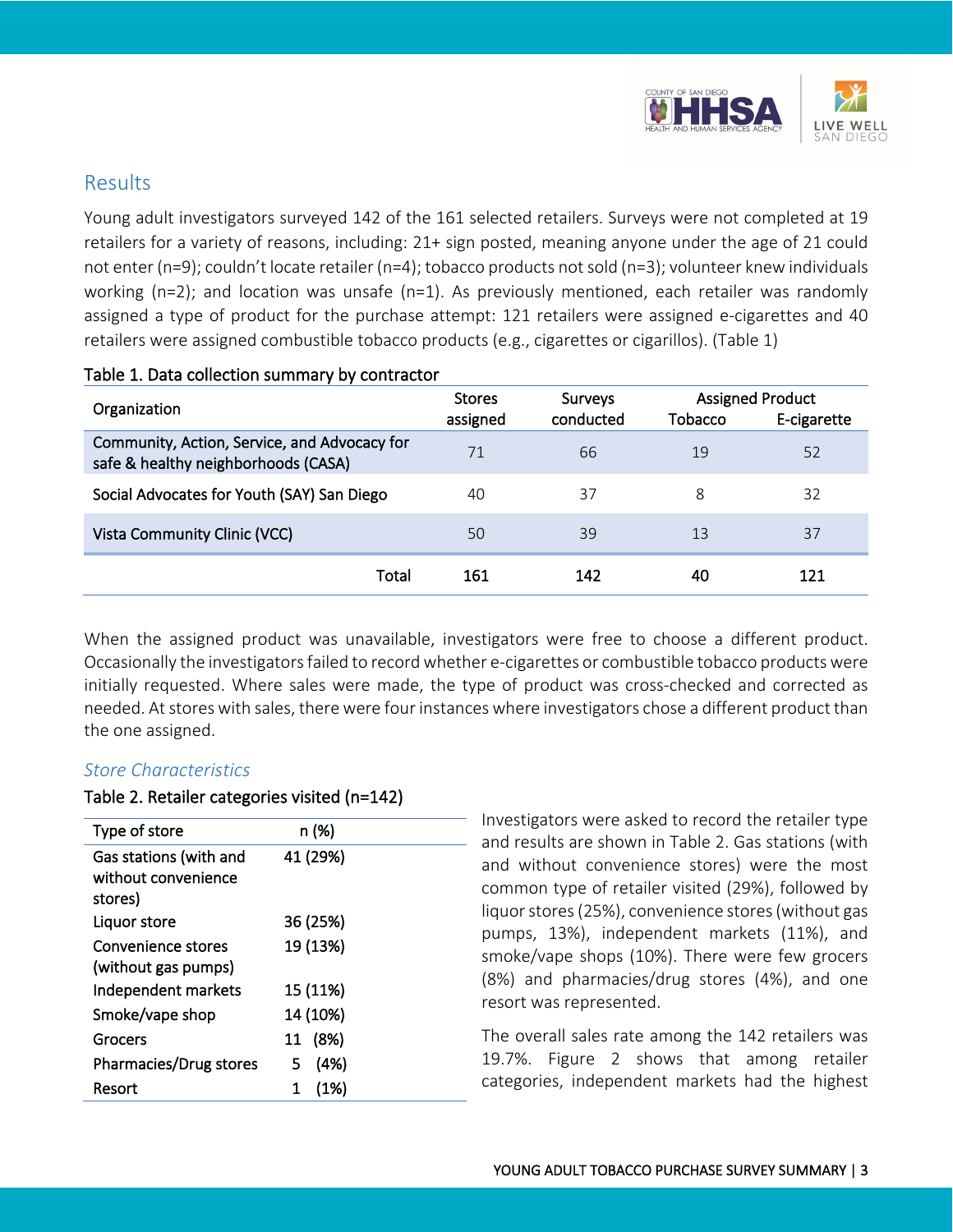## Results

Young adult investigators surveyed 142 of the 161 selected retailers. Surveys were not completed at 19 retailers for a variety of reasons, including: 21+ sign posted, meaning anyone under the age of 21 could not enter (n=9); couldn't locate retailer (n=4); tobacco products not sold (n=3); volunteer knew individuals working (n=2); and location was unsafe (n=1). As previously mentioned, each retailer was randomly assigned a type of product for the purchase attempt: 121 retailers were assigned e-cigarettes and 40 retailers were assigned combustible tobacco products (e.g., cigarettes or cigarillos). (Table 1)

Table 1. Data collection summary by contractor

| Organization | Stores assigned | Surveys conducted | Assigned Product | |
|---|---|---|---|---|
| | | | Tobacco | E-cigarette |
| Community, Action, Service, and Advocacy for safe & healthy neighborhoods (CASA) | 71 | 66 | 19 | 52 |
| Social Advocates for Youth (SAY) San Diego | 40 | 37 | 8 | 32 |
| Vista Community Clinic (VCC) | 50 | 39 | 13 | 37 |
| **Total** | **161** | **142** | **40** | **121** |

When the assigned product was unavailable, investigators were free to choose a different product. Occasionally the investigators failed to record whether e-cigarettes or combustible tobacco products were initially requested. Where sales were made, the type of product was cross-checked and corrected as needed. At stores with sales, there were four instances where investigators chose a different product than the one assigned.

### *Store Characteristics*

Table 2. Retailer categories visited (n=142)

| Type of store | n (%) |
|---|---|
| Gas stations (with and without convenience stores) | 41 (29%) |
| Liquor store | 36 (25%) |
| Convenience stores (without gas pumps) | 19 (13%) |
| Independent markets | 15 (11%) |
| Smoke/vape shop | 14 (10%) |
| Grocers | 11 (8%) |
| Pharmacies/Drug stores | 5 (4%) |
| Resort | 1 (1%) |

Investigators were asked to record the retailer type and results are shown in Table 2. Gas stations (with and without convenience stores) were the most common type of retailer visited (29%), followed by liquor stores (25%), convenience stores (without gas pumps, 13%), independent markets (11%), and smoke/vape shops (10%). There were few grocers (8%) and pharmacies/drug stores (4%), and one resort was represented.

The overall sales rate among the 142 retailers was 19.7%. Figure 2 shows that among retailer categories, independent markets had the highest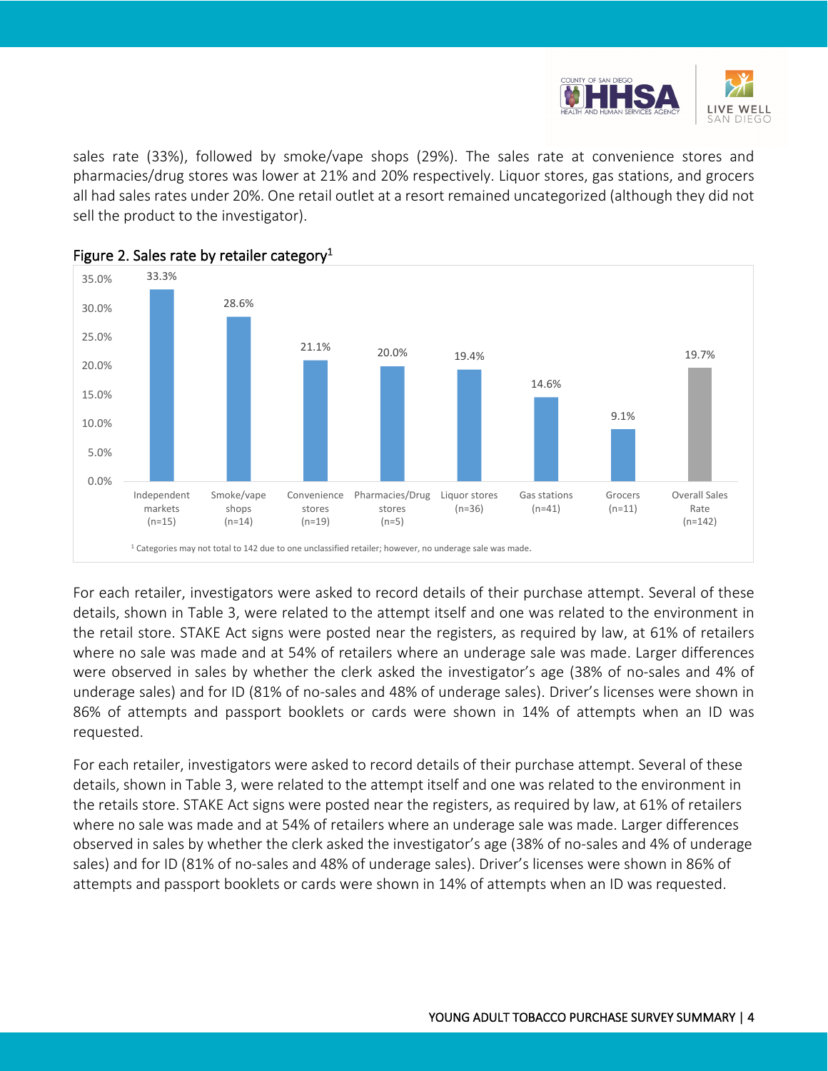sales rate (33%), followed by smoke/vape shops (29%). The sales rate at convenience stores and pharmacies/drug stores was lower at 21% and 20% respectively. Liquor stores, gas stations, and grocers all had sales rates under 20%. One retail outlet at a resort remained uncategorized (although they did not sell the product to the investigator).

Figure 2. Sales rate by retailer category[1]

| Retailer category | Sales rate |
|---|---|
| Independent markets (n=15) | 33.3% |
| Smoke/vape shops (n=14) | 28.6% |
| Convenience stores (n=19) | 21.1% |
| Pharmacies/Drug stores (n=5) | 20.0% |
| Liquor stores (n=36) | 19.4% |
| Gas stations (n=41) | 14.6% |
| Grocers (n=11) | 9.1% |
| Overall Sales Rate (n=142) | 19.7% |

[1] Categories may not total to 142 due to one unclassified retailer; however, no underage sale was made.

For each retailer, investigators were asked to record details of their purchase attempt. Several of these details, shown in Table 3, were related to the attempt itself and one was related to the environment in the retail store. STAKE Act signs were posted near the registers, as required by law, at 61% of retailers where no sale was made and at 54% of retailers where an underage sale was made. Larger differences were observed in sales by whether the clerk asked the investigator's age (38% of no-sales and 4% of underage sales) and for ID (81% of no-sales and 48% of underage sales). Driver's licenses were shown in 86% of attempts and passport booklets or cards were shown in 14% of attempts when an ID was requested.

For each retailer, investigators were asked to record details of their purchase attempt. Several of these details, shown in Table 3, were related to the attempt itself and one was related to the environment in the retails store. STAKE Act signs were posted near the registers, as required by law, at 61% of retailers where no sale was made and at 54% of retailers where an underage sale was made. Larger differences observed in sales by whether the clerk asked the investigator's age (38% of no-sales and 4% of underage sales) and for ID (81% of no-sales and 48% of underage sales). Driver's licenses were shown in 86% of attempts and passport booklets or cards were shown in 14% of attempts when an ID was requested.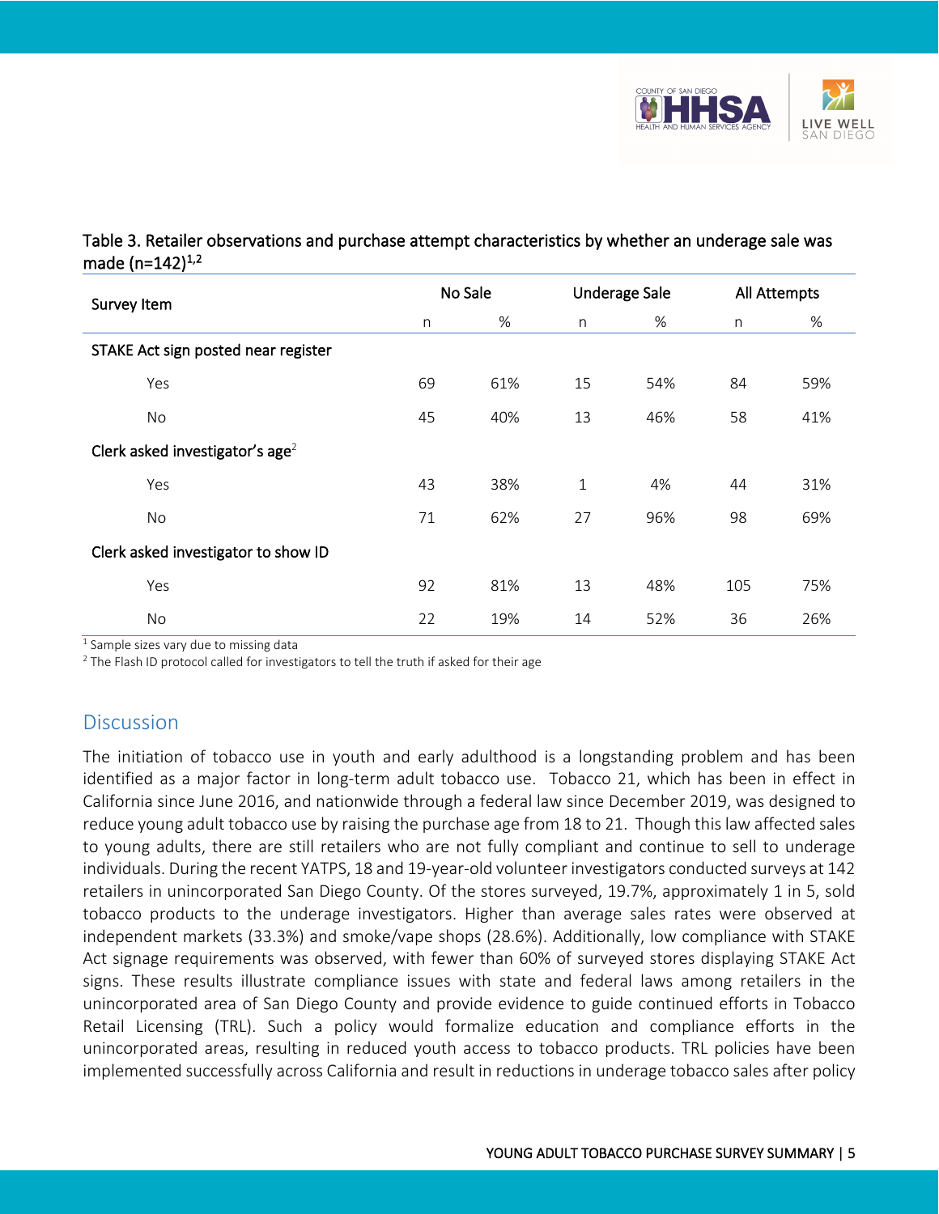Table 3. Retailer observations and purchase attempt characteristics by whether an underage sale was made (n=142)[1,2]

| Survey Item | No Sale | | Underage Sale | | All Attempts | |
|---|---|---|---|---|---|---|
| | n | % | n | % | n | % |
| STAKE Act sign posted near register | | | | | | |
| Yes | 69 | 61% | 15 | 54% | 84 | 59% |
| No | 45 | 40% | 13 | 46% | 58 | 41% |
| Clerk asked investigator's age[2] | | | | | | |
| Yes | 43 | 38% | 1 | 4% | 44 | 31% |
| No | 71 | 62% | 27 | 96% | 98 | 69% |
| Clerk asked investigator to show ID | | | | | | |
| Yes | 92 | 81% | 13 | 48% | 105 | 75% |
| No | 22 | 19% | 14 | 52% | 36 | 26% |

[1] Sample sizes vary due to missing data

[2] The Flash ID protocol called for investigators to tell the truth if asked for their age

## Discussion

The initiation of tobacco use in youth and early adulthood is a longstanding problem and has been identified as a major factor in long-term adult tobacco use. Tobacco 21, which has been in effect in California since June 2016, and nationwide through a federal law since December 2019, was designed to reduce young adult tobacco use by raising the purchase age from 18 to 21. Though this law affected sales to young adults, there are still retailers who are not fully compliant and continue to sell to underage individuals. During the recent YATPS, 18 and 19-year-old volunteer investigators conducted surveys at 142 retailers in unincorporated San Diego County. Of the stores surveyed, 19.7%, approximately 1 in 5, sold tobacco products to the underage investigators. Higher than average sales rates were observed at independent markets (33.3%) and smoke/vape shops (28.6%). Additionally, low compliance with STAKE Act signage requirements was observed, with fewer than 60% of surveyed stores displaying STAKE Act signs. These results illustrate compliance issues with state and federal laws among retailers in the unincorporated area of San Diego County and provide evidence to guide continued efforts in Tobacco Retail Licensing (TRL). Such a policy would formalize education and compliance efforts in the unincorporated areas, resulting in reduced youth access to tobacco products. TRL policies have been implemented successfully across California and result in reductions in underage tobacco sales after policy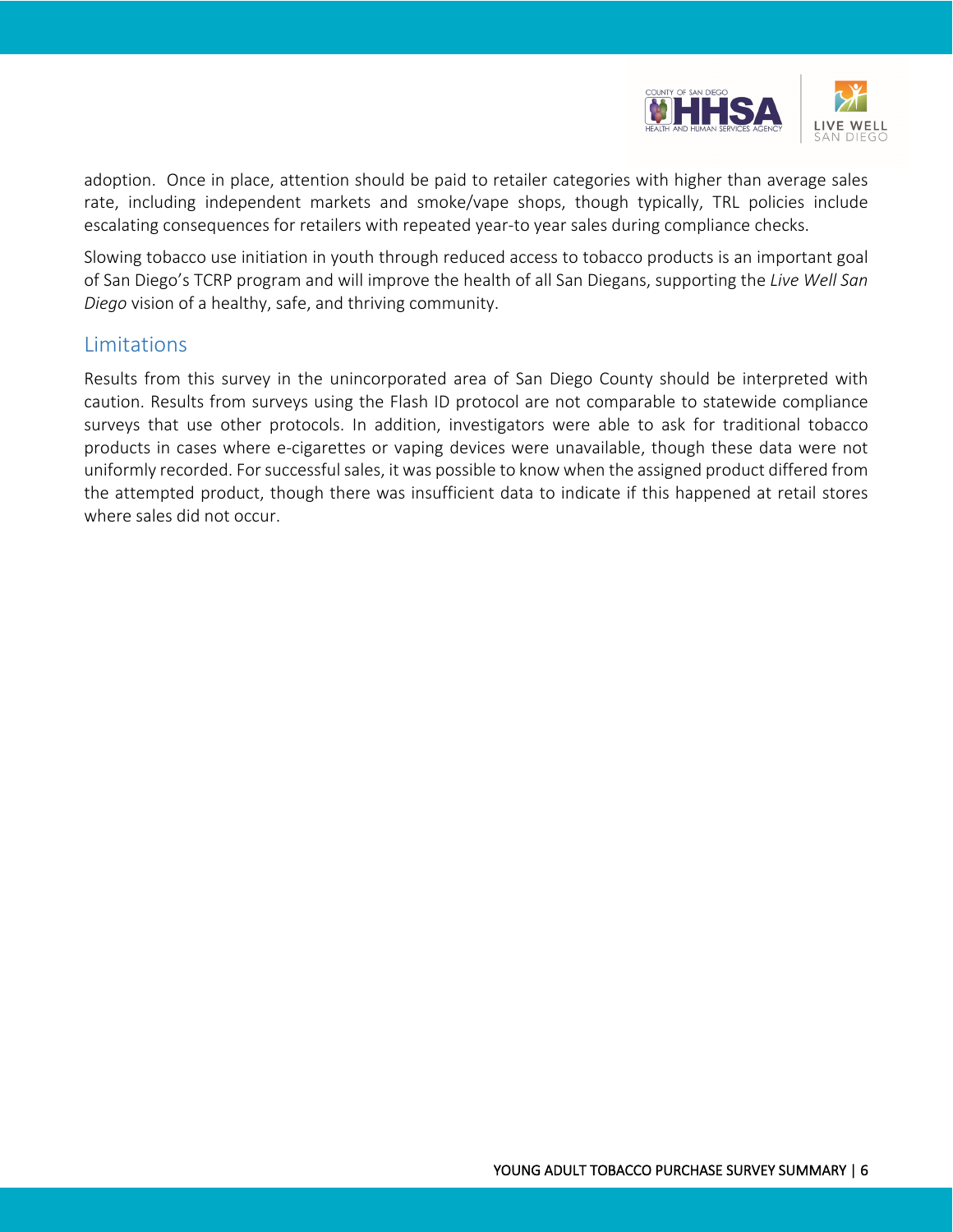adoption. Once in place, attention should be paid to retailer categories with higher than average sales rate, including independent markets and smoke/vape shops, though typically, TRL policies include escalating consequences for retailers with repeated year-to year sales during compliance checks.

Slowing tobacco use initiation in youth through reduced access to tobacco products is an important goal of San Diego's TCRP program and will improve the health of all San Diegans, supporting the *Live Well San Diego* vision of a healthy, safe, and thriving community.

## Limitations

Results from this survey in the unincorporated area of San Diego County should be interpreted with caution. Results from surveys using the Flash ID protocol are not comparable to statewide compliance surveys that use other protocols. In addition, investigators were able to ask for traditional tobacco products in cases where e-cigarettes or vaping devices were unavailable, though these data were not uniformly recorded. For successful sales, it was possible to know when the assigned product differed from the attempted product, though there was insufficient data to indicate if this happened at retail stores where sales did not occur.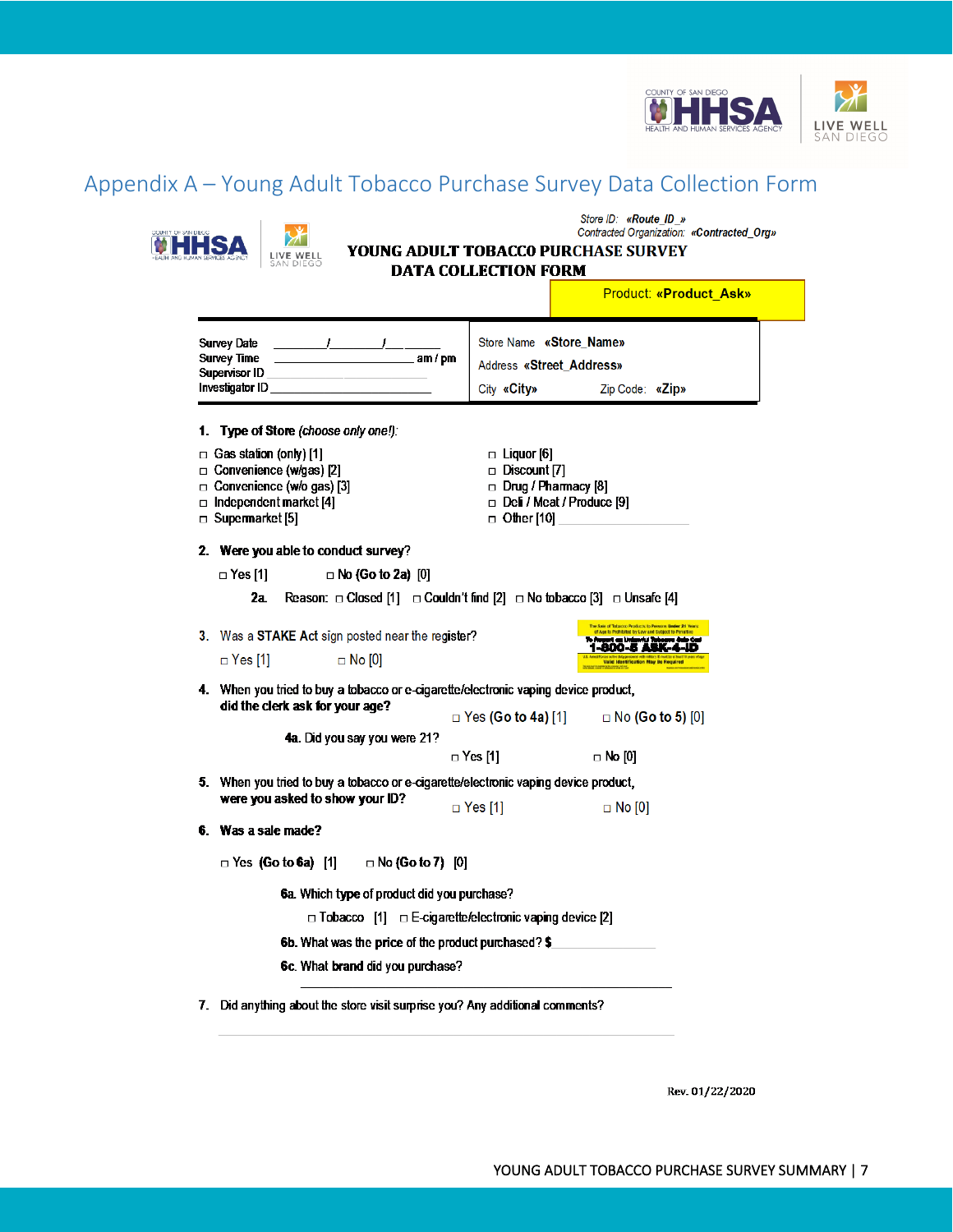# Appendix A – Young Adult Tobacco Purchase Survey Data Collection Form

Store ID: «Route_ID_»
Contracted Organization: «Contracted_Org»

**YOUNG ADULT TOBACCO PURCHASE SURVEY**
**DATA COLLECTION FORM**

Product: **«Product_Ask»**

| | |
|---|---|
| Survey Date ________/________/___ ______ | Store Name **«Store_Name»** |
| Survey Time ____________________ am / pm | Address **«Street_Address»** |
| Supervisor ID ____________________ | City **«City»** Zip Code: **«Zip»** |
| Investigator ID ____________________ | |

1. **Type of Store** *(choose only one!)*:

- □ Gas station (only) [1]
- □ Convenience (w/gas) [2]
- □ Convenience (w/o gas) [3]
- □ Independent market [4]
- □ Supermarket [5]
- □ Liquor [6]
- □ Discount [7]
- □ Drug / Pharmacy [8]
- □ Deli / Meat / Produce [9]
- □ Other [10] ____________________

2. **Were you able to conduct survey?**

□ Yes [1] □ No **(Go to 2a)** [0]

**2a.** Reason: □ Closed [1] □ Couldn't find [2] □ No tobacco [3] □ Unsafe [4]

3. Was a **STAKE Act** sign posted near the register?

□ Yes [1] □ No [0]

4. **When you tried to buy a tobacco or e-cigarette/electronic vaping device product, did the clerk ask for your age?**

□ Yes **(Go to 4a)** [1] □ No **(Go to 5)** [0]

**4a.** Did you say you were 21?

□ Yes [1] □ No [0]

5. **When you tried to buy a tobacco or e-cigarette/electronic vaping device product, were you asked to show your ID?**

□ Yes [1] □ No [0]

6. **Was a sale made?**

□ Yes **(Go to 6a)** [1] □ No **(Go to 7)** [0]

6a. Which **type** of product did you purchase?

□ Tobacco [1] □ E-cigarette/electronic vaping device [2]

6b. What was the **price** of the product purchased? $____________________

6c. What **brand** did you purchase?

____________________________________________

7. Did anything about the store visit surprise you? Any additional comments?

____________________________________________

Rev. 01/22/2020